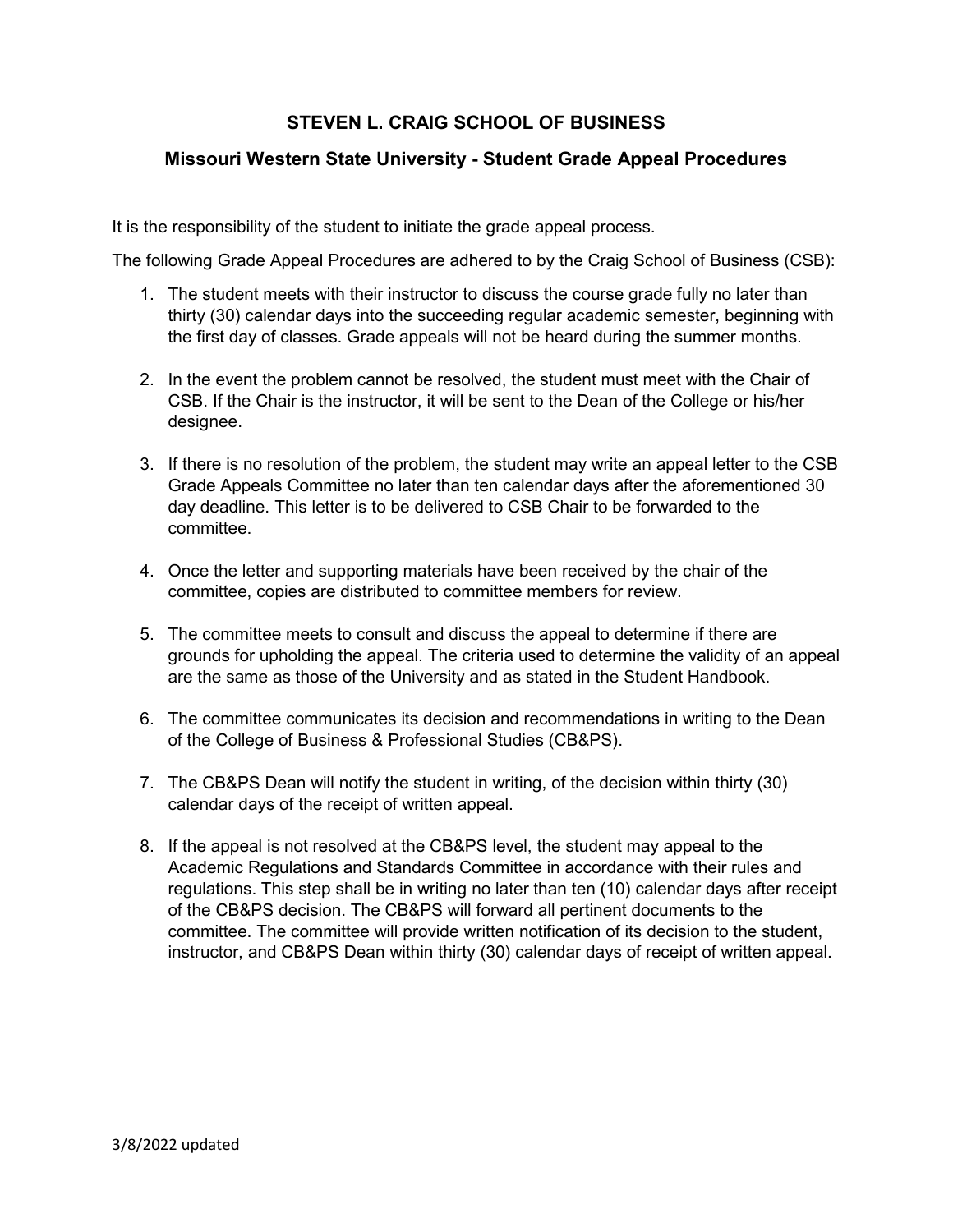# STEVEN L. CRAIG SCHOOL OF BUSINESS

## Missouri Western State University - Student Grade Appeal Procedures

It is the responsibility of the student to initiate the grade appeal process.

The following Grade Appeal Procedures are adhered to by the Craig School of Business (CSB):

1. The student meets with their instructor to discuss the course grade fully no later than thirty (30) calendar days into the succeeding regular academic semester, beginning with the first day of classes. Grade appeals will not be heard during the summer months.

2. In the event the problem cannot be resolved, the student must meet with the Chair of CSB. If the Chair is the instructor, it will be sent to the Dean of the College or his/her designee.

3. If there is no resolution of the problem, the student may write an appeal letter to the CSB Grade Appeals Committee no later than ten calendar days after the aforementioned 30 day deadline. This letter is to be delivered to CSB Chair to be forwarded to the committee.

4. Once the letter and supporting materials have been received by the chair of the committee, copies are distributed to committee members for review.

5. The committee meets to consult and discuss the appeal to determine if there are grounds for upholding the appeal. The criteria used to determine the validity of an appeal are the same as those of the University and as stated in the Student Handbook.

6. The committee communicates its decision and recommendations in writing to the Dean of the College of Business & Professional Studies (CB&PS).

7. The CB&PS Dean will notify the student in writing, of the decision within thirty (30) calendar days of the receipt of written appeal.

8. If the appeal is not resolved at the CB&PS level, the student may appeal to the Academic Regulations and Standards Committee in accordance with their rules and regulations. This step shall be in writing no later than ten (10) calendar days after receipt of the CB&PS decision. The CB&PS will forward all pertinent documents to the committee. The committee will provide written notification of its decision to the student, instructor, and CB&PS Dean within thirty (30) calendar days of receipt of written appeal.

3/8/2022 updated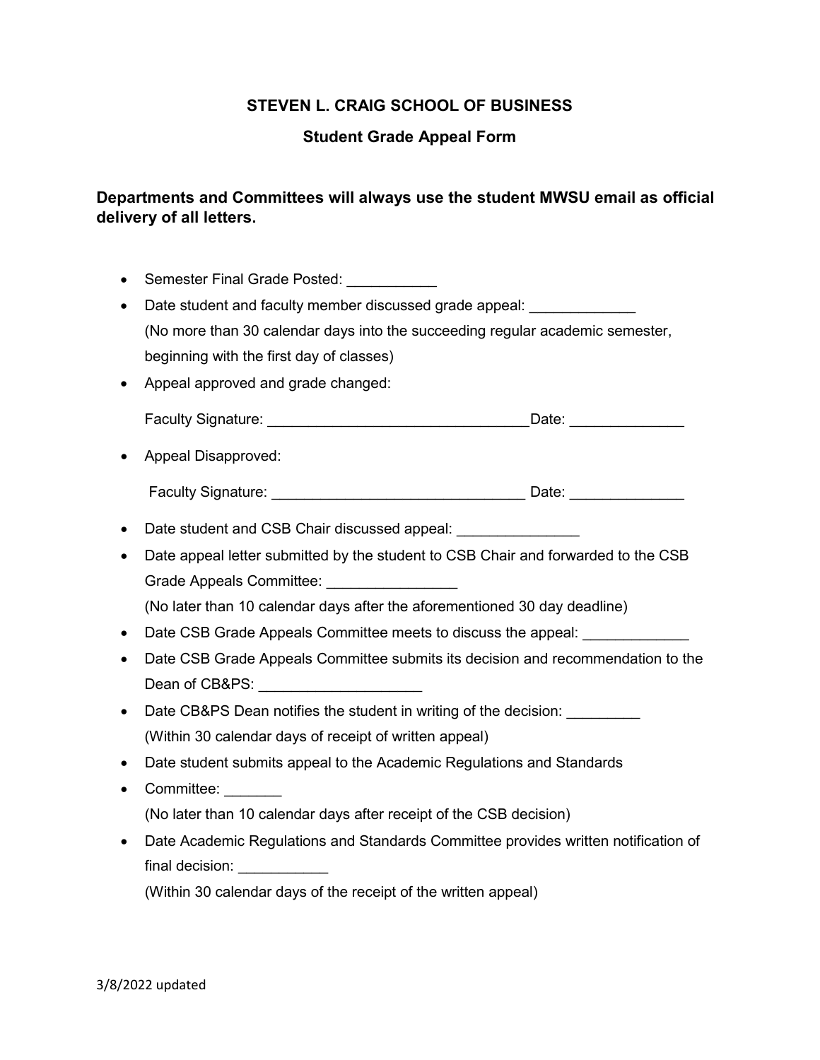## STEVEN L. CRAIG SCHOOL OF BUSINESS

### Student Grade Appeal Form

**Departments and Committees will always use the student MWSU email as official delivery of all letters.**

- Semester Final Grade Posted: ___________
- Date student and faculty member discussed grade appeal: _____________
  (No more than 30 calendar days into the succeeding regular academic semester, beginning with the first day of classes)
- Appeal approved and grade changed:

  Faculty Signature: ________________________________Date: ______________

- Appeal Disapproved:

  Faculty Signature: _______________________________ Date: ______________

- Date student and CSB Chair discussed appeal: _______________
- Date appeal letter submitted by the student to CSB Chair and forwarded to the CSB Grade Appeals Committee: ________________
  (No later than 10 calendar days after the aforementioned 30 day deadline)
- Date CSB Grade Appeals Committee meets to discuss the appeal: _____________
- Date CSB Grade Appeals Committee submits its decision and recommendation to the Dean of CB&PS: ____________________
- Date CB&PS Dean notifies the student in writing of the decision: _________
  (Within 30 calendar days of receipt of written appeal)
- Date student submits appeal to the Academic Regulations and Standards
- Committee: _______
  (No later than 10 calendar days after receipt of the CSB decision)
- Date Academic Regulations and Standards Committee provides written notification of final decision: ___________
  (Within 30 calendar days of the receipt of the written appeal)

3/8/2022 updated